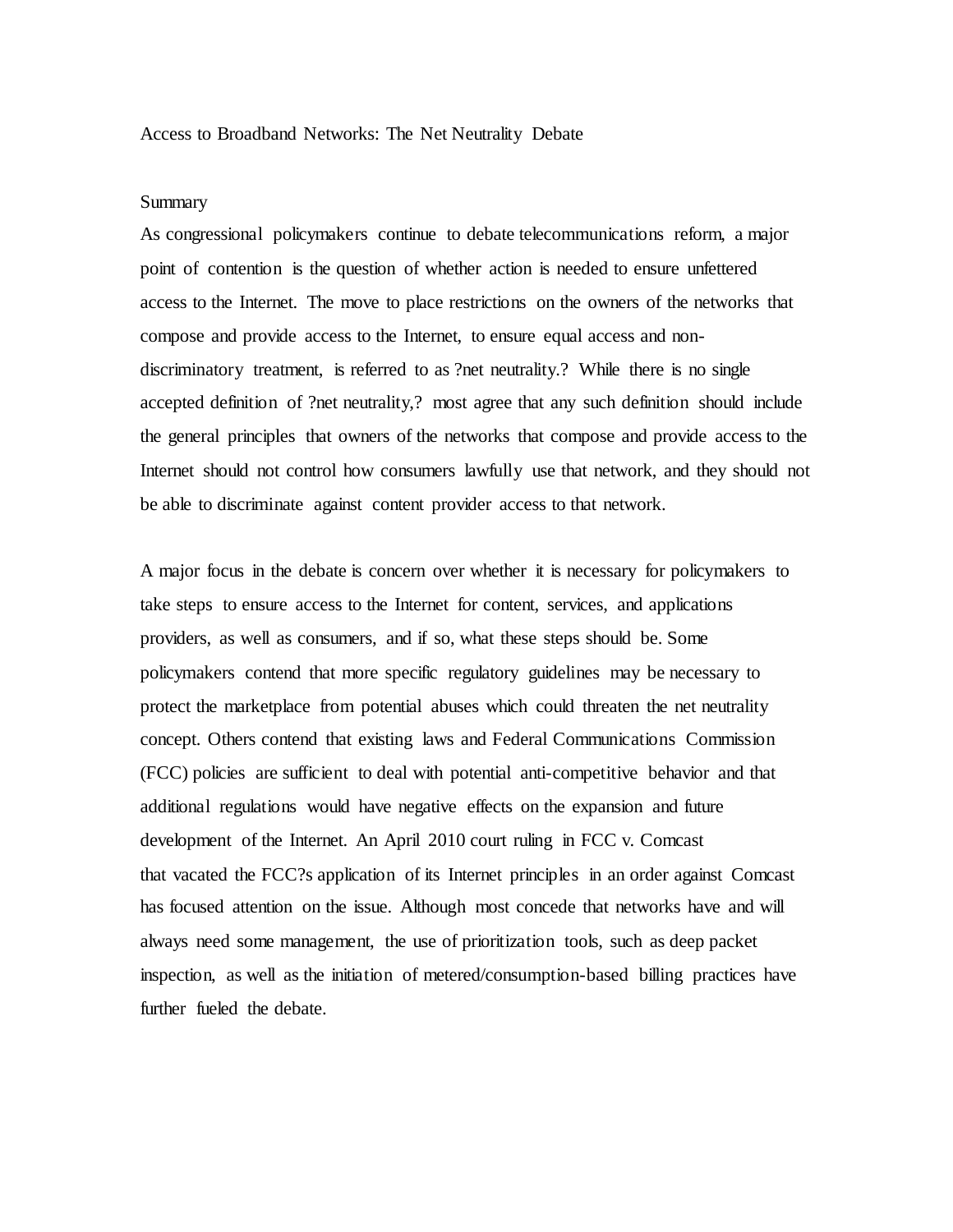# Access to Broadband Networks: The Net Neutrality Debate

## Summary

As congressional policymakers continue to debate telecommunications reform, a major point of contention is the question of whether action is needed to ensure unfettered access to the Internet. The move to place restrictions on the owners of the networks that compose and provide access to the Internet, to ensure equal access and non-discriminatory treatment, is referred to as ?net neutrality.? While there is no single accepted definition of ?net neutrality,? most agree that any such definition should include the general principles that owners of the networks that compose and provide access to the Internet should not control how consumers lawfully use that network, and they should not be able to discriminate against content provider access to that network.

A major focus in the debate is concern over whether it is necessary for policymakers to take steps to ensure access to the Internet for content, services, and applications providers, as well as consumers, and if so, what these steps should be. Some policymakers contend that more specific regulatory guidelines may be necessary to protect the marketplace from potential abuses which could threaten the net neutrality concept. Others contend that existing laws and Federal Communications Commission (FCC) policies are sufficient to deal with potential anti-competitive behavior and that additional regulations would have negative effects on the expansion and future development of the Internet. An April 2010 court ruling in FCC v. Comcast that vacated the FCC?s application of its Internet principles in an order against Comcast has focused attention on the issue. Although most concede that networks have and will always need some management, the use of prioritization tools, such as deep packet inspection, as well as the initiation of metered/consumption-based billing practices have further fueled the debate.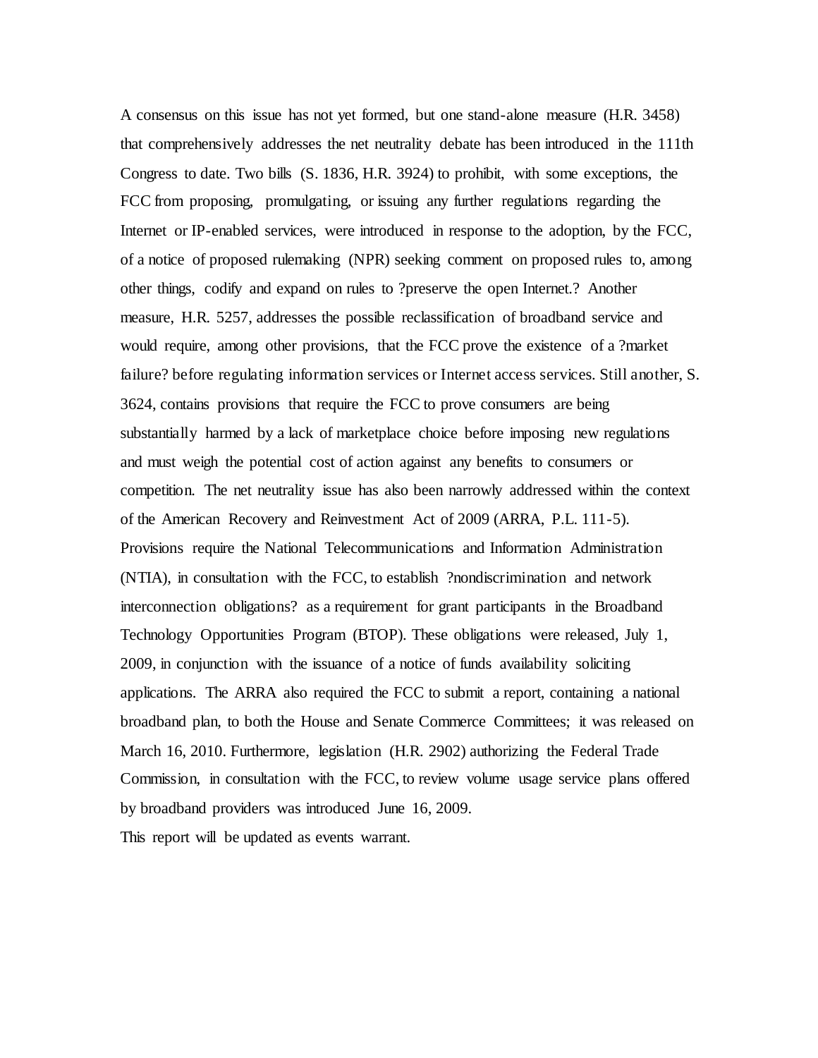A consensus on this issue has not yet formed, but one stand-alone measure (H.R. 3458) that comprehensively addresses the net neutrality debate has been introduced in the 111th Congress to date. Two bills (S. 1836, H.R. 3924) to prohibit, with some exceptions, the FCC from proposing, promulgating, or issuing any further regulations regarding the Internet or IP-enabled services, were introduced in response to the adoption, by the FCC, of a notice of proposed rulemaking (NPR) seeking comment on proposed rules to, among other things, codify and expand on rules to ?preserve the open Internet.? Another measure, H.R. 5257, addresses the possible reclassification of broadband service and would require, among other provisions, that the FCC prove the existence of a ?market failure? before regulating information services or Internet access services. Still another, S. 3624, contains provisions that require the FCC to prove consumers are being substantially harmed by a lack of marketplace choice before imposing new regulations and must weigh the potential cost of action against any benefits to consumers or competition. The net neutrality issue has also been narrowly addressed within the context of the American Recovery and Reinvestment Act of 2009 (ARRA, P.L. 111-5). Provisions require the National Telecommunications and Information Administration (NTIA), in consultation with the FCC, to establish ?nondiscrimination and network interconnection obligations? as a requirement for grant participants in the Broadband Technology Opportunities Program (BTOP). These obligations were released, July 1, 2009, in conjunction with the issuance of a notice of funds availability soliciting applications. The ARRA also required the FCC to submit a report, containing a national broadband plan, to both the House and Senate Commerce Committees; it was released on March 16, 2010. Furthermore, legislation (H.R. 2902) authorizing the Federal Trade Commission, in consultation with the FCC, to review volume usage service plans offered by broadband providers was introduced June 16, 2009.

This report will be updated as events warrant.